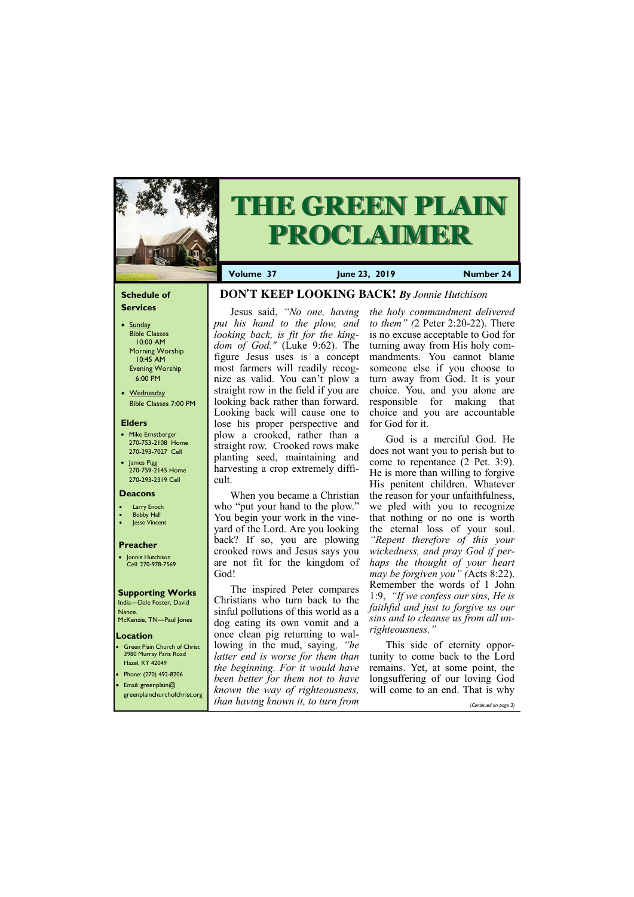# THE GREEN PLAIN PROCLAIMER

**Volume 37** | **June 23, 2019** | **Number 24**

## Schedule of Services

- Sunday
  Bible Classes 10:00 AM
  Morning Worship 10:45 AM
  Evening Worship 6:00 PM
- Wednesday
  Bible Classes 7:00 PM

## Elders

- Mike Ernstberger
  270-753-2108 Home
  270-293-7027 Cell
- James Pigg
  270-759-2145 Home
  270-293-2319 Cell

## Deacons

- Larry Enoch
- Bobby Hall
- Jesse Vincent

## Preacher

- Jonnie Hutchison
  Cell: 270-978-7569

## Supporting Works

India—Dale Foster, David Nance.
McKenzie, TN—Paul Jones

## Location

- Green Plain Church of Christ
  3980 Murray Paris Road
  Hazel, KY 42049
- Phone: (270) 492-8206
- Email: greenplain@greenplainchurchofchrist.org

## DON'T KEEP LOOKING BACK! *By Jonnie Hutchison*

Jesus said, *"No one, having put his hand to the plow, and looking back, is fit for the kingdom of God."* (Luke 9:62). The figure Jesus uses is a concept most farmers will readily recognize as valid. You can't plow a straight row in the field if you are looking back rather than forward. Looking back will cause one to lose his proper perspective and plow a crooked, rather than a straight row. Crooked rows make planting seed, maintaining and harvesting a crop extremely difficult.

When you became a Christian who "put your hand to the plow." You begin your work in the vineyard of the Lord. Are you looking back? If so, you are plowing crooked rows and Jesus says you are not fit for the kingdom of God!

The inspired Peter compares Christians who turn back to the sinful pollutions of this world as a dog eating its own vomit and a once clean pig returning to wallowing in the mud, saying, *"he latter end is worse for them than the beginning. For it would have been better for them not to have known the way of righteousness, than having known it, to turn from the holy commandment delivered to them" (*2 Peter 2:20-22). There is no excuse acceptable to God for turning away from His holy commandments. You cannot blame someone else if you choose to turn away from God. It is your choice. You, and you alone are responsible for making that choice and you are accountable for God for it.

God is a merciful God. He does not want you to perish but to come to repentance (2 Pet. 3:9). He is more than willing to forgive His penitent children. Whatever the reason for your unfaithfulness, we pled with you to recognize that nothing or no one is worth the eternal loss of your soul. *"Repent therefore of this your wickedness, and pray God if perhaps the thought of your heart may be forgiven you" (*Acts 8:22). Remember the words of 1 John 1:9, *"If we confess our sins, He is faithful and just to forgive us our sins and to cleanse us from all unrighteousness."*

This side of eternity opportunity to come back to the Lord remains. Yet, at some point, the longsuffering of our loving God will come to an end. That is why

*(Continued on page 3)*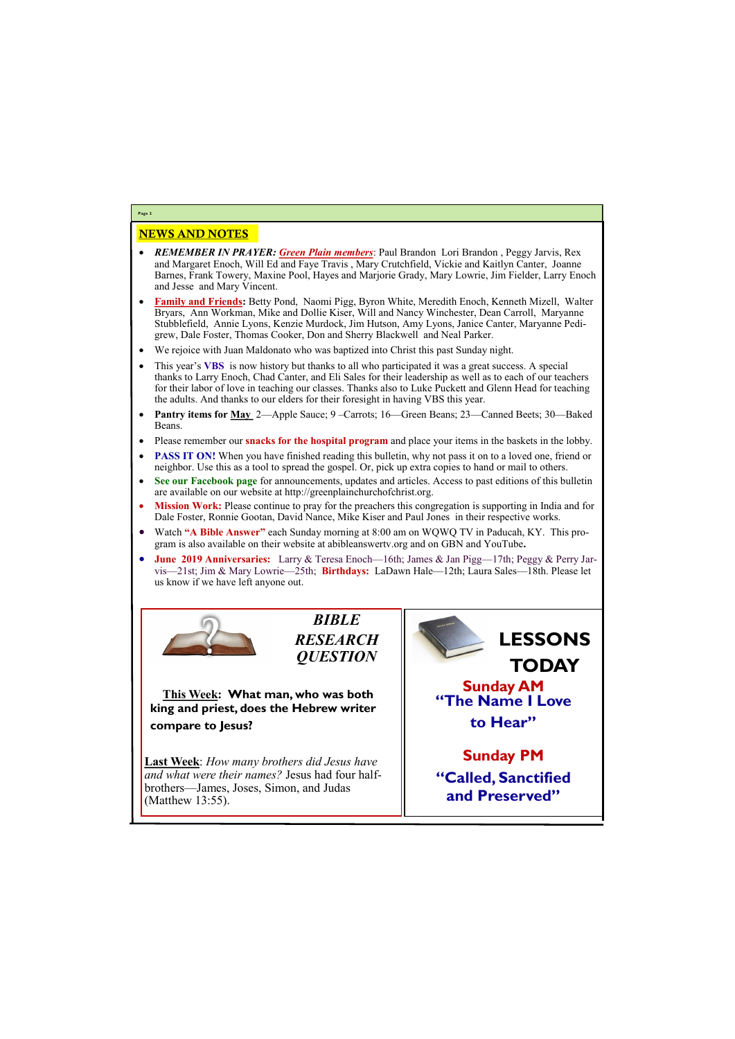## NEWS AND NOTES

- ***REMEMBER IN PRAYER: Green Plain members***: Paul Brandon Lori Brandon , Peggy Jarvis, Rex and Margaret Enoch, Will Ed and Faye Travis , Mary Crutchfield, Vickie and Kaitlyn Canter, Joanne Barnes, Frank Towery, Maxine Pool, Hayes and Marjorie Grady, Mary Lowrie, Jim Fielder, Larry Enoch and Jesse and Mary Vincent.
- **Family and Friends:** Betty Pond, Naomi Pigg, Byron White, Meredith Enoch, Kenneth Mizell, Walter Bryars, Ann Workman, Mike and Dollie Kiser, Will and Nancy Winchester, Dean Carroll, Maryanne Stubblefield, Annie Lyons, Kenzie Murdock, Jim Hutson, Amy Lyons, Janice Canter, Maryanne Pedigrew, Dale Foster, Thomas Cooker, Don and Sherry Blackwell and Neal Parker.
- We rejoice with Juan Maldonato who was baptized into Christ this past Sunday night.
- This year's **VBS** is now history but thanks to all who participated it was a great success. A special thanks to Larry Enoch, Chad Canter, and Eli Sales for their leadership as well as to each of our teachers for their labor of love in teaching our classes. Thanks also to Luke Puckett and Glenn Head for teaching the adults. And thanks to our elders for their foresight in having VBS this year.
- **Pantry items for May** 2—Apple Sauce; 9 –Carrots; 16—Green Beans; 23—Canned Beets; 30—Baked Beans.
- Please remember our **snacks for the hospital program** and place your items in the baskets in the lobby.
- **PASS IT ON!** When you have finished reading this bulletin, why not pass it on to a loved one, friend or neighbor. Use this as a tool to spread the gospel. Or, pick up extra copies to hand or mail to others.
- **See our Facebook page** for announcements, updates and articles. Access to past editions of this bulletin are available on our website at http://greenplainchurchofchrist.org.
- **Mission Work:** Please continue to pray for the preachers this congregation is supporting in India and for Dale Foster, Ronnie Gootan, David Nance, Mike Kiser and Paul Jones in their respective works.
- Watch **"A Bible Answer"** each Sunday morning at 8:00 am on WQWQ TV in Paducah, KY. This program is also available on their website at abibleanswertv.org and on GBN and YouTube**.**
- **June 2019 Anniversaries:** Larry & Teresa Enoch—16th; James & Jan Pigg—17th; Peggy & Perry Jarvis—21st; Jim & Mary Lowrie—25th; **Birthdays:** LaDawn Hale—12th; Laura Sales—18th. Please let us know if we have left anyone out.

## *BIBLE RESEARCH QUESTION*

**This Week: What man, who was both king and priest, does the Hebrew writer compare to Jesus?**

**Last Week**: *How many brothers did Jesus have and what were their names?* Jesus had four half-brothers—James, Joses, Simon, and Judas (Matthew 13:55).

## LESSONS TODAY

**Sunday AM**
**"The Name I Love to Hear"**

**Sunday PM**
**"Called, Sanctified and Preserved"**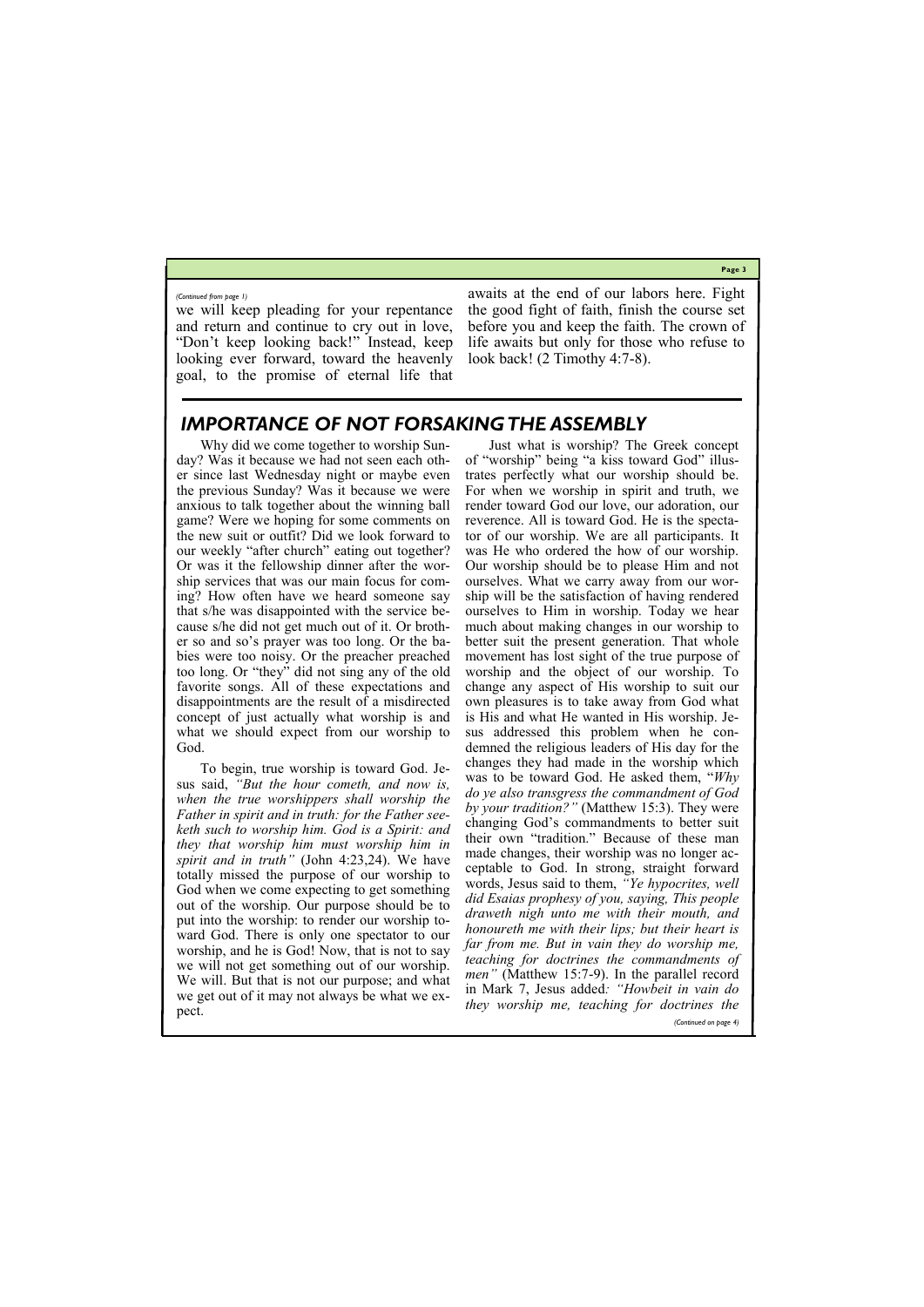*(Continued from page 1)*

we will keep pleading for your repentance and return and continue to cry out in love, "Don't keep looking back!" Instead, keep looking ever forward, toward the heavenly goal, to the promise of eternal life that awaits at the end of our labors here. Fight the good fight of faith, finish the course set before you and keep the faith. The crown of life awaits but only for those who refuse to look back! (2 Timothy 4:7-8).

## IMPORTANCE OF NOT FORSAKING THE ASSEMBLY

Why did we come together to worship Sunday? Was it because we had not seen each other since last Wednesday night or maybe even the previous Sunday? Was it because we were anxious to talk together about the winning ball game? Were we hoping for some comments on the new suit or outfit? Did we look forward to our weekly "after church" eating out together? Or was it the fellowship dinner after the worship services that was our main focus for coming? How often have we heard someone say that s/he was disappointed with the service because s/he did not get much out of it. Or brother so and so's prayer was too long. Or the babies were too noisy. Or the preacher preached too long. Or "they" did not sing any of the old favorite songs. All of these expectations and disappointments are the result of a misdirected concept of just actually what worship is and what we should expect from our worship to God.

To begin, true worship is toward God. Jesus said, *"But the hour cometh, and now is, when the true worshippers shall worship the Father in spirit and in truth: for the Father seeketh such to worship him. God is a Spirit: and they that worship him must worship him in spirit and in truth"* (John 4:23,24). We have totally missed the purpose of our worship to God when we come expecting to get something out of the worship. Our purpose should be to put into the worship: to render our worship toward God. There is only one spectator to our worship, and he is God! Now, that is not to say we will not get something out of our worship. We will. But that is not our purpose; and what we get out of it may not always be what we expect.

Just what is worship? The Greek concept of "worship" being "a kiss toward God" illustrates perfectly what our worship should be. For when we worship in spirit and truth, we render toward God our love, our adoration, our reverence. All is toward God. He is the spectator of our worship. We are all participants. It was He who ordered the how of our worship. Our worship should be to please Him and not ourselves. What we carry away from our worship will be the satisfaction of having rendered ourselves to Him in worship. Today we hear much about making changes in our worship to better suit the present generation. That whole movement has lost sight of the true purpose of worship and the object of our worship. To change any aspect of His worship to suit our own pleasures is to take away from God what is His and what He wanted in His worship. Jesus addressed this problem when he condemned the religious leaders of His day for the changes they had made in the worship which was to be toward God. He asked them, "*Why do ye also transgress the commandment of God by your tradition?"* (Matthew 15:3). They were changing God's commandments to better suit their own "tradition." Because of these man made changes, their worship was no longer acceptable to God. In strong, straight forward words, Jesus said to them, *"Ye hypocrites, well did Esaias prophesy of you, saying, This people draweth nigh unto me with their mouth, and honoureth me with their lips; but their heart is far from me. But in vain they do worship me, teaching for doctrines the commandments of men"* (Matthew 15:7-9). In the parallel record in Mark 7, Jesus added*: "Howbeit in vain do they worship me, teaching for doctrines the*

*(Continued on page 4)*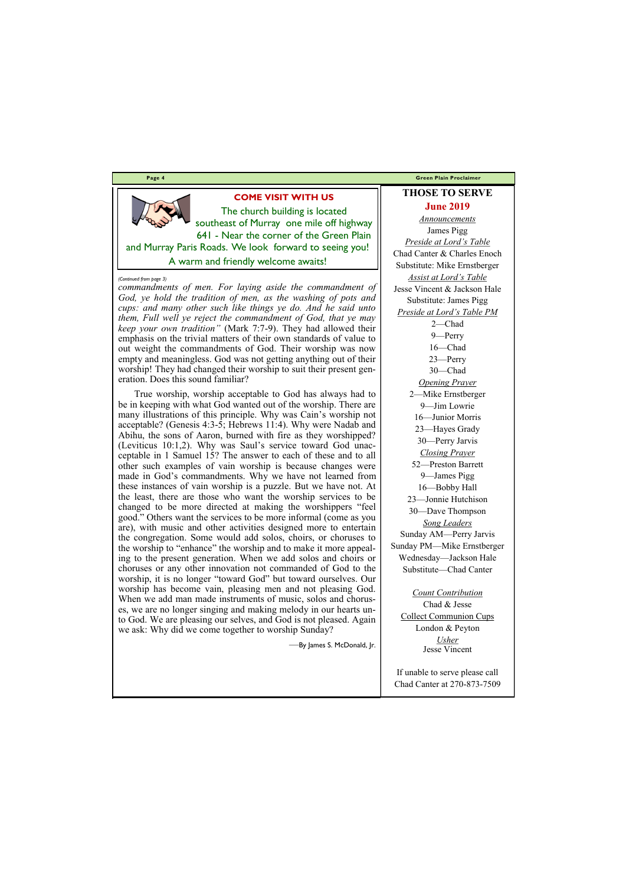## COME VISIT WITH US

The church building is located southeast of Murray one mile off highway 641 - Near the corner of the Green Plain and Murray Paris Roads. We look forward to seeing you!

A warm and friendly welcome awaits!

*(Continued from page 3)*

*commandments of men. For laying aside the commandment of God, ye hold the tradition of men, as the washing of pots and cups: and many other such like things ye do. And he said unto them, Full well ye reject the commandment of God, that ye may keep your own tradition"* (Mark 7:7-9). They had allowed their emphasis on the trivial matters of their own standards of value to out weight the commandments of God. Their worship was now empty and meaningless. God was not getting anything out of their worship! They had changed their worship to suit their present generation. Does this sound familiar?

True worship, worship acceptable to God has always had to be in keeping with what God wanted out of the worship. There are many illustrations of this principle. Why was Cain's worship not acceptable? (Genesis 4:3-5; Hebrews 11:4). Why were Nadab and Abihu, the sons of Aaron, burned with fire as they worshipped? (Leviticus 10:1,2). Why was Saul's service toward God unacceptable in 1 Samuel 15? The answer to each of these and to all other such examples of vain worship is because changes were made in God's commandments. Why we have not learned from these instances of vain worship is a puzzle. But we have not. At the least, there are those who want the worship services to be changed to be more directed at making the worshippers "feel good." Others want the services to be more informal (come as you are), with music and other activities designed more to entertain the congregation. Some would add solos, choirs, or choruses to the worship to "enhance" the worship and to make it more appealing to the present generation. When we add solos and choirs or choruses or any other innovation not commanded of God to the worship, it is no longer "toward God" but toward ourselves. Our worship has become vain, pleasing men and not pleasing God. When we add man made instruments of music, solos and choruses, we are no longer singing and making melody in our hearts unto God. We are pleasing our selves, and God is not pleased. Again we ask: Why did we come together to worship Sunday?

—By James S. McDonald, Jr.

## THOSE TO SERVE

### June 2019

*Announcements*
James Pigg

*Preside at Lord's Table*
Chad Canter & Charles Enoch
Substitute: Mike Ernstberger

*Assist at Lord's Table*
Jesse Vincent & Jackson Hale
Substitute: James Pigg

*Preside at Lord's Table PM*
2—Chad
9—Perry
16—Chad
23—Perry
30—Chad

*Opening Prayer*
2—Mike Ernstberger
9—Jim Lowrie
16—Junior Morris
23—Hayes Grady
30—Perry Jarvis

*Closing Prayer*
52—Preston Barrett
9—James Pigg
16—Bobby Hall
23—Jonnie Hutchison
30—Dave Thompson

*Song Leaders*
Sunday AM—Perry Jarvis
Sunday PM—Mike Ernstberger
Wednesday—Jackson Hale
Substitute—Chad Canter

*Count Contribution*
Chad & Jesse

Collect Communion Cups
London & Peyton

*Usher*
Jesse Vincent

If unable to serve please call Chad Canter at 270-873-7509